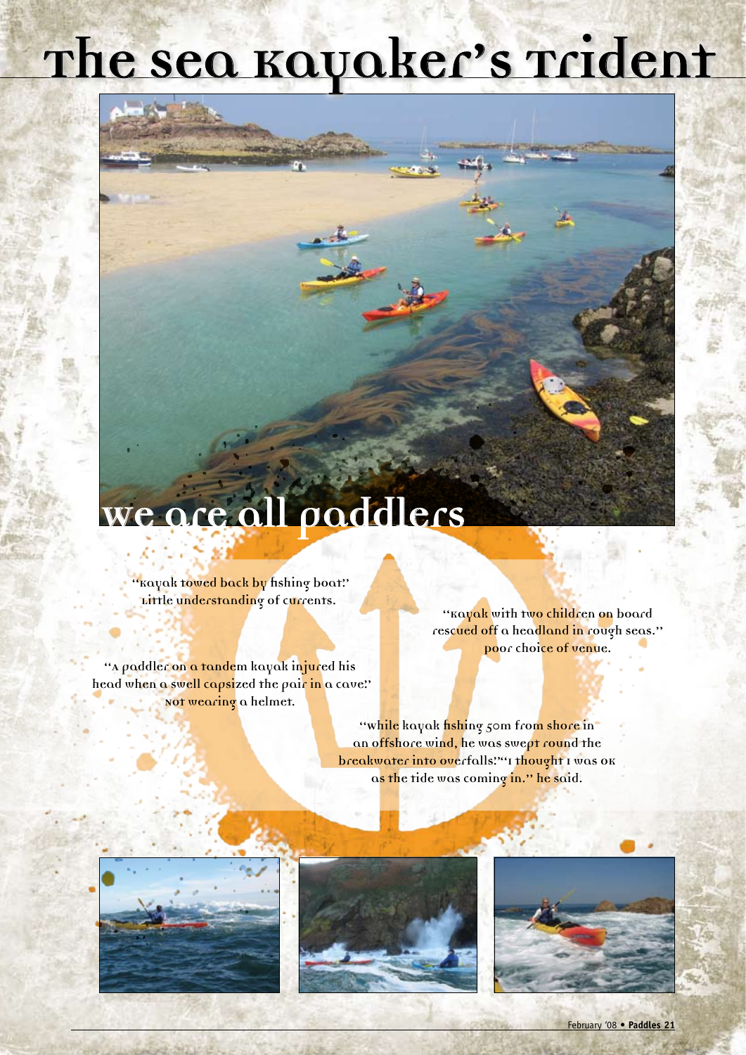# The Sea Kayaker's Trident

## We are all paddlers

"Kayak towed back by fishing boat." Little understanding of currents.

"Kayak with two children on board rescued off a headland in rough seas." Poor choice of venue.

"A paddler on a tandem kayak injured his head when a swell capsized the pair in a cave." Not wearing a helmet.

"While kayak fishing 50m from shore in an offshore wind, he was swept round the breakwater into overfalls." "I thought I was OK as the tide was coming in." he said.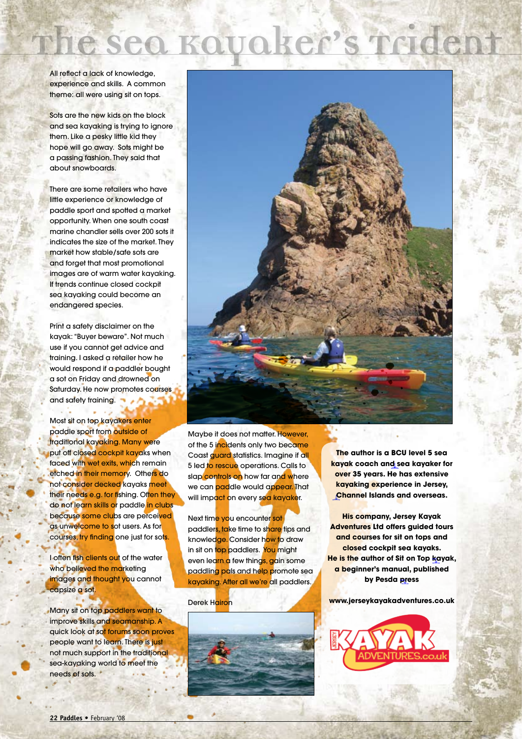# The sea kayaker's trident

All reflect a lack of knowledge, experience and skills. A common theme: all were using sit on tops.

Sots are the new kids on the block and sea kayaking is trying to ignore them. Like a pesky little kid they hope will go away. Sots might be a passing fashion. They said that about snowboards.

There are some retailers who have little experience or knowledge of paddle sport and spotted a market opportunity. When one south coast marine chandler sells over 200 sots it indicates the size of the market. They market how stable/safe sots are and forget that most promotional images are of warm water kayaking. If trends continue closed cockpit sea kayaking could become an endangered species.

Print a safety disclaimer on the kayak: "Buyer beware". Not much use if you cannot get advice and training. I asked a retailer how he would respond if a paddler bought a sot on Friday and drowned on Saturday. He now promotes courses and safety training.

Most sit on top kayakers enter paddle sport from outside of traditional kayaking. Many were put off closed cockpit kayaks when faced with wet exits, which remain etched in their memory. Others do not consider decked kayaks meet their needs e.g. for fishing. Often they do not learn skills or paddle in clubs because some clubs are perceived as unwelcome to sot users. As for courses, try finding one just for sots.

I often fish clients out of the water who believed the marketing images and thought you cannot capsize a sot.

Many sit on top paddlers want to improve skills and seamanship. A quick look at sot forums soon proves people want to learn. There is just not much support in the traditional sea-kayaking world to meet the needs of sots.

Maybe it does not matter. However, of the 5 incidents only two became Coast guard statistics. Imagine if all 5 led to rescue operations. Calls to slap controls on how far and where we can paddle would appear. That will impact on every sea kayaker.

Next time you encounter sot paddlers, take time to share tips and knowledge. Consider how to draw in sit on top paddlers. You might even learn a few things, gain some paddling pals and help promote sea kayaking. After all we're all paddlers.

Derek Hairon

**The author is a BCU level 5 sea kayak coach and sea kayaker for over 35 years. He has extensive kayaking experience in Jersey, Channel Islands and overseas.**

**His company, Jersey Kayak Adventures Ltd offers guided tours and courses for sit on tops and closed cockpit sea kayaks. He is the author of Sit on Top Kayak, a beginner's manual, published by Pesda press**

**www.jerseykayakadventures.co.uk**

JERSEY KAYAK ADVENTURES.co.uk